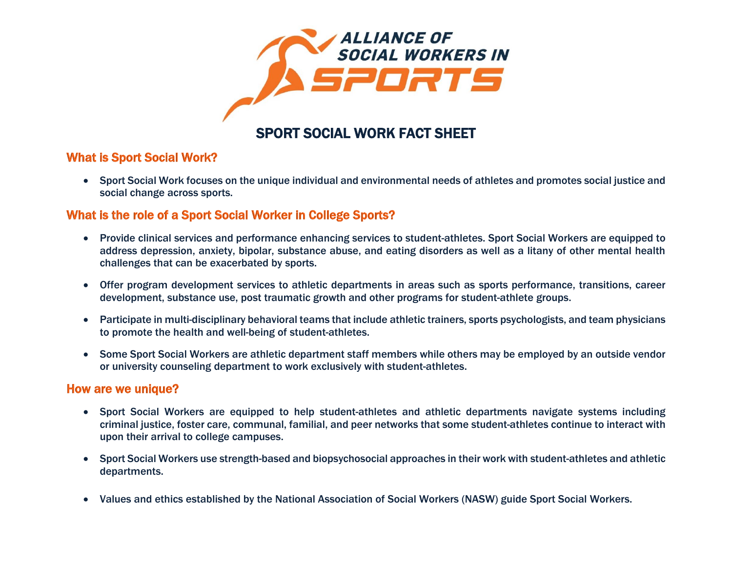ALLIANCE OF SOCIAL WORKERS IN SPORTS

# SPORT SOCIAL WORK FACT SHEET

## What is Sport Social Work?

- Sport Social Work focuses on the unique individual and environmental needs of athletes and promotes social justice and social change across sports.

## What is the role of a Sport Social Worker in College Sports?

- Provide clinical services and performance enhancing services to student-athletes. Sport Social Workers are equipped to address depression, anxiety, bipolar, substance abuse, and eating disorders as well as a litany of other mental health challenges that can be exacerbated by sports.
- Offer program development services to athletic departments in areas such as sports performance, transitions, career development, substance use, post traumatic growth and other programs for student-athlete groups.
- Participate in multi-disciplinary behavioral teams that include athletic trainers, sports psychologists, and team physicians to promote the health and well-being of student-athletes.
- Some Sport Social Workers are athletic department staff members while others may be employed by an outside vendor or university counseling department to work exclusively with student-athletes.

## How are we unique?

- Sport Social Workers are equipped to help student-athletes and athletic departments navigate systems including criminal justice, foster care, communal, familial, and peer networks that some student-athletes continue to interact with upon their arrival to college campuses.
- Sport Social Workers use strength-based and biopsychosocial approaches in their work with student-athletes and athletic departments.
- Values and ethics established by the National Association of Social Workers (NASW) guide Sport Social Workers.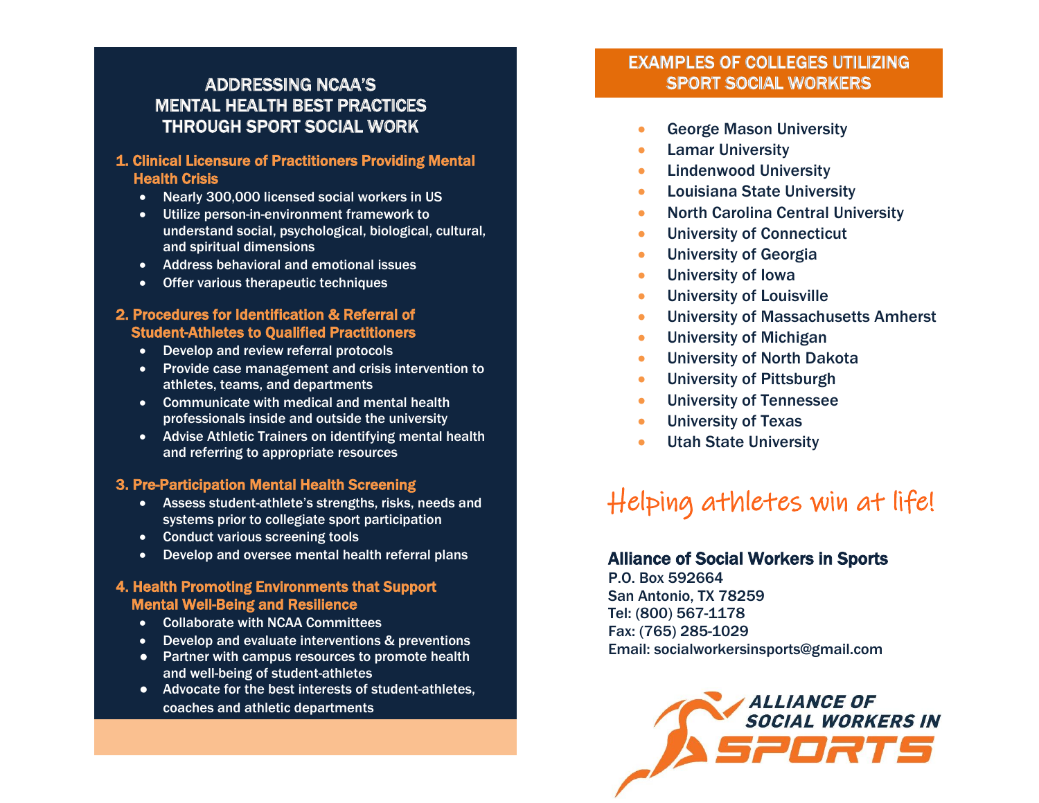## ADDRESSING NCAA'S MENTAL HEALTH BEST PRACTICES THROUGH SPORT SOCIAL WORK

### 1. Clinical Licensure of Practitioners Providing Mental Health Crisis

- Nearly 300,000 licensed social workers in US
- Utilize person-in-environment framework to understand social, psychological, biological, cultural, and spiritual dimensions
- Address behavioral and emotional issues
- Offer various therapeutic techniques

### 2. Procedures for Identification & Referral of Student-Athletes to Qualified Practitioners

- Develop and review referral protocols
- Provide case management and crisis intervention to athletes, teams, and departments
- Communicate with medical and mental health professionals inside and outside the university
- Advise Athletic Trainers on identifying mental health and referring to appropriate resources

### 3. Pre-Participation Mental Health Screening

- Assess student-athlete's strengths, risks, needs and systems prior to collegiate sport participation
- Conduct various screening tools
- Develop and oversee mental health referral plans

### 4. Health Promoting Environments that Support Mental Well-Being and Resilience

- Collaborate with NCAA Committees
- Develop and evaluate interventions & preventions
- Partner with campus resources to promote health and well-being of student-athletes
- Advocate for the best interests of student-athletes, coaches and athletic departments

## EXAMPLES OF COLLEGES UTILIZING SPORT SOCIAL WORKERS

- George Mason University
- Lamar University
- Lindenwood University
- Louisiana State University
- North Carolina Central University
- University of Connecticut
- University of Georgia
- University of Iowa
- University of Louisville
- University of Massachusetts Amherst
- University of Michigan
- University of North Dakota
- University of Pittsburgh
- University of Tennessee
- University of Texas
- Utah State University

*Helping athletes win at life!*

**Alliance of Social Workers in Sports**
P.O. Box 592664
San Antonio, TX 78259
Tel: (800) 567-1178
Fax: (765) 285-1029
Email: socialworkersinsports@gmail.com

ALLIANCE OF SOCIAL WORKERS IN SPORTS